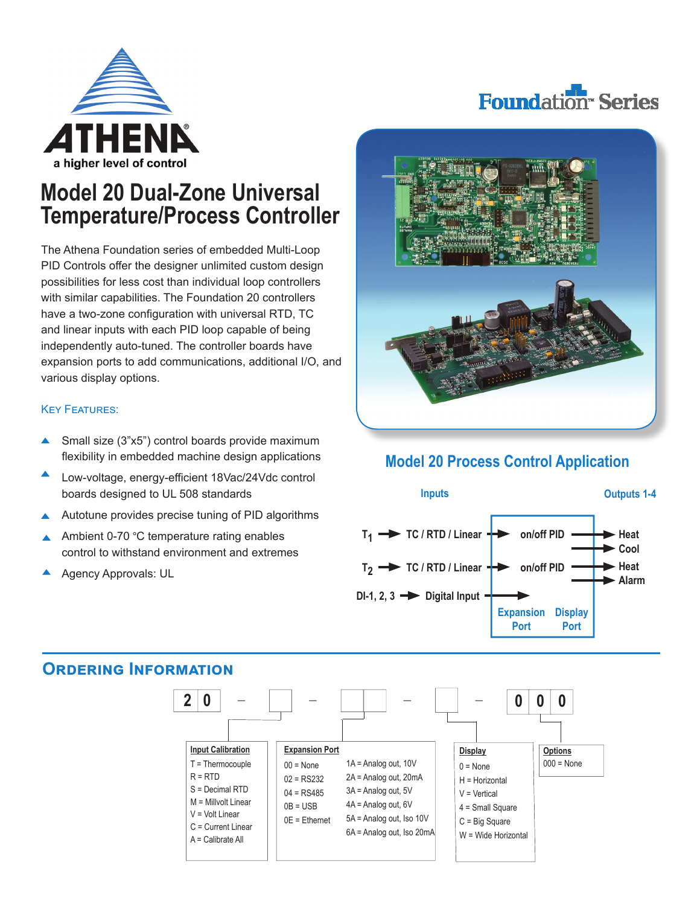# ATHENA

a higher level of control

Foundation™ Series

# Model 20 Dual-Zone Universal Temperature/Process Controller

The Athena Foundation series of embedded Multi-Loop PID Controls offer the designer unlimited custom design possibilities for less cost than individual loop controllers with similar capabilities. The Foundation 20 controllers have a two-zone configuration with universal RTD, TC and linear inputs with each PID loop capable of being independently auto-tuned. The controller boards have expansion ports to add communications, additional I/O, and various display options.

## Key Features:

- Small size (3”x5”) control boards provide maximum flexibility in embedded machine design applications
- Low-voltage, energy-efficient 18Vac/24Vdc control boards designed to UL 508 standards
- Autotune provides precise tuning of PID algorithms
- Ambient 0-70 °C temperature rating enables control to withstand environment and extremes
- Agency Approvals: UL

## Model 20 Process Control Application

**Inputs**

- $T_1$ → TC / RTD / Linear → on/off PID → Heat, Cool
- $T_2$ → TC / RTD / Linear → on/off PID → Heat, Alarm
- DI-1, 2, 3 → Digital Input

**Outputs 1-4**

Expansion Port — Display Port

## Ordering Information

2 0 – ☐ – ☐☐ – ☐ – 0 0 0

**Input Calibration**
- T = Thermocouple
- R = RTD
- S = Decimal RTD
- M = Millvolt Linear
- V = Volt Linear
- C = Current Linear
- A = Calibrate All

**Expansion Port**

| | |
|---|---|
| 00 = None | 1A = Analog out, 10V |
| 02 = RS232 | 2A = Analog out, 20mA |
| 04 = RS485 | 3A = Analog out, 5V |
| 0B = USB | 4A = Analog out, 6V |
| 0E = Ethernet | 5A = Analog out, Iso 10V |
| | 6A = Analog out, Iso 20mA |

**Display**
- 0 = None
- H = Horizontal
- V = Vertical
- 4 = Small Square
- C = Big Square
- W = Wide Horizontal

**Options**
- 000 = None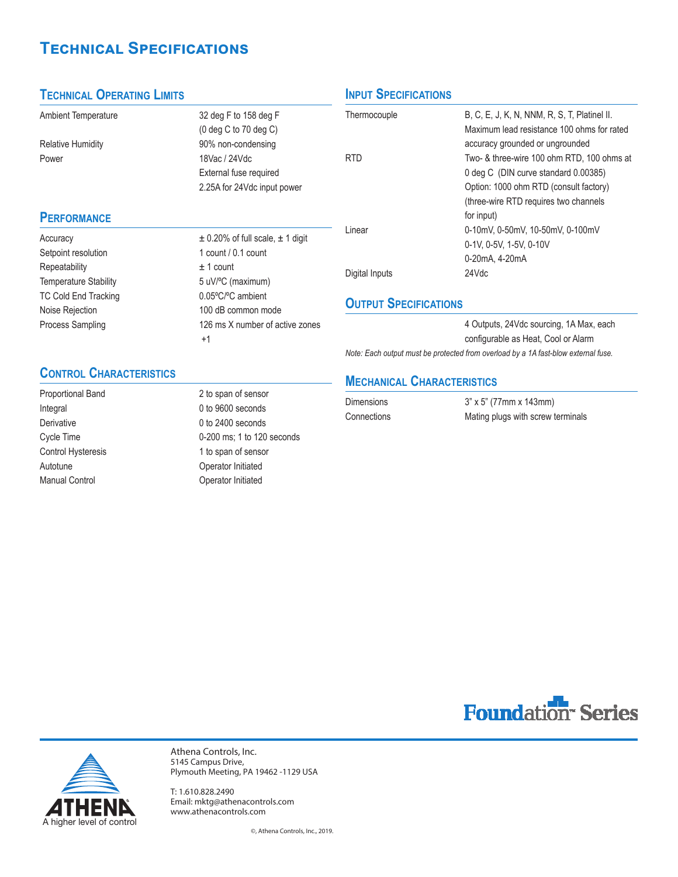# Technical Specifications

## Technical Operating Limits

| | |
|---|---|
| Ambient Temperature | 32 deg F to 158 deg F (0 deg C to 70 deg C) |
| Relative Humidity | 90% non-condensing |
| Power | 18Vac / 24Vdc<br>External fuse required<br>2.25A for 24Vdc input power |

## Performance

| | |
|---|---|
| Accuracy | ± 0.20% of full scale, ± 1 digit |
| Setpoint resolution | 1 count / 0.1 count |
| Repeatability | ± 1 count |
| Temperature Stability | 5 uV/ºC (maximum) |
| TC Cold End Tracking | 0.05ºC/ºC ambient |
| Noise Rejection | 100 dB common mode |
| Process Sampling | 126 ms X number of active zones +1 |

## Control Characteristics

| | |
|---|---|
| Proportional Band | 2 to span of sensor |
| Integral | 0 to 9600 seconds |
| Derivative | 0 to 2400 seconds |
| Cycle Time | 0-200 ms; 1 to 120 seconds |
| Control Hysteresis | 1 to span of sensor |
| Autotune | Operator Initiated |
| Manual Control | Operator Initiated |

## Input Specifications

| | |
|---|---|
| Thermocouple | B, C, E, J, K, N, NNM, R, S, T, Platinel II.<br>Maximum lead resistance 100 ohms for rated accuracy grounded or ungrounded |
| RTD | Two- & three-wire 100 ohm RTD, 100 ohms at 0 deg C (DIN curve standard 0.00385)<br>Option: 1000 ohm RTD (consult factory)<br>(three-wire RTD requires two channels for input) |
| Linear | 0-10mV, 0-50mV, 10-50mV, 0-100mV<br>0-1V, 0-5V, 1-5V, 0-10V<br>0-20mA, 4-20mA |
| Digital Inputs | 24Vdc |

## Output Specifications

4 Outputs, 24Vdc sourcing, 1A Max, each configurable as Heat, Cool or Alarm

*Note: Each output must be protected from overload by a 1A fast-blow external fuse.*

## Mechanical Characteristics

| | |
|---|---|
| Dimensions | 3" x 5" (77mm x 143mm) |
| Connections | Mating plugs with screw terminals |

Foundation™ Series

ATHENA
A higher level of control

Athena Controls, Inc.
5145 Campus Drive,
Plymouth Meeting, PA 19462 -1129 USA

T: 1.610.828.2490
Email: mktg@athenacontrols.com
www.athenacontrols.com

©, Athena Controls, Inc., 2019.